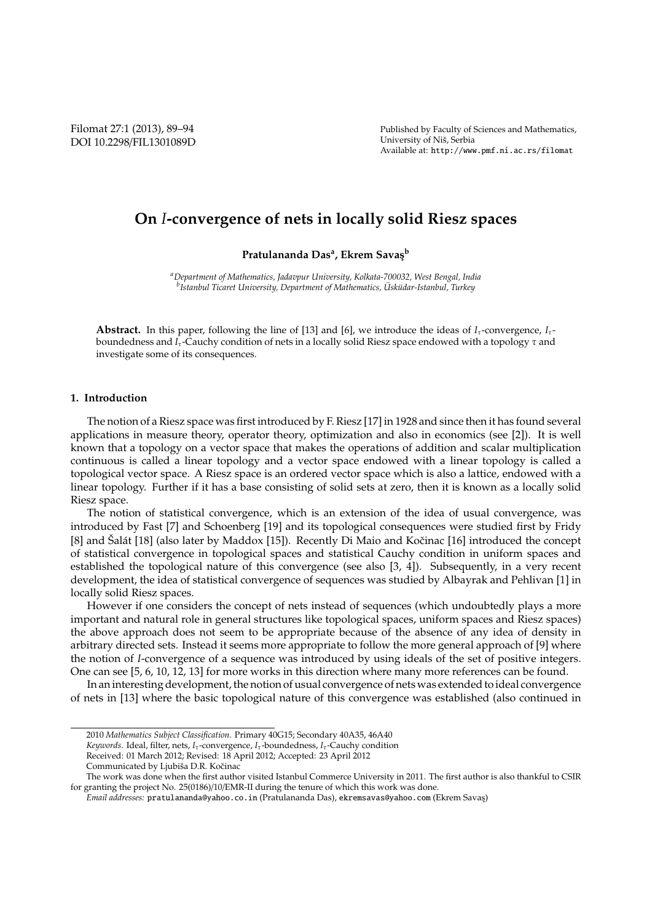# On $I$-convergence of nets in locally solid Riesz spaces

**Pratulananda Das[a], Ekrem Savaş[b]**

[a]*Department of Mathematics, Jadavpur University, Kolkata-700032, West Bengal, India*
[b]*Istanbul Ticaret University, Department of Mathematics, Üsküdar-Istanbul, Turkey*

**Abstract.** In this paper, following the line of [13] and [6], we introduce the ideas of $I_\tau$-convergence, $I_\tau$-boundedness and $I_\tau$-Cauchy condition of nets in a locally solid Riesz space endowed with a topology $\tau$ and investigate some of its consequences.

## 1. Introduction

The notion of a Riesz space was first introduced by F. Riesz [17] in 1928 and since then it has found several applications in measure theory, operator theory, optimization and also in economics (see [2]). It is well known that a topology on a vector space that makes the operations of addition and scalar multiplication continuous is called a linear topology and a vector space endowed with a linear topology is called a topological vector space. A Riesz space is an ordered vector space which is also a lattice, endowed with a linear topology. Further if it has a base consisting of solid sets at zero, then it is known as a locally solid Riesz space.

The notion of statistical convergence, which is an extension of the idea of usual convergence, was introduced by Fast [7] and Schoenberg [19] and its topological consequences were studied first by Fridy [8] and Šalát [18] (also later by Maddox [15]). Recently Di Maio and Kočinac [16] introduced the concept of statistical convergence in topological spaces and statistical Cauchy condition in uniform spaces and established the topological nature of this convergence (see also [3, 4]). Subsequently, in a very recent development, the idea of statistical convergence of sequences was studied by Albayrak and Pehlivan [1] in locally solid Riesz spaces.

However if one considers the concept of nets instead of sequences (which undoubtedly plays a more important and natural role in general structures like topological spaces, uniform spaces and Riesz spaces) the above approach does not seem to be appropriate because of the absence of any idea of density in arbitrary directed sets. Instead it seems more appropriate to follow the more general approach of [9] where the notion of $I$-convergence of a sequence was introduced by using ideals of the set of positive integers. One can see [5, 6, 10, 12, 13] for more works in this direction where many more references can be found.

In an interesting development, the notion of usual convergence of nets was extended to ideal convergence of nets in [13] where the basic topological nature of this convergence was established (also continued in

---

2010 *Mathematics Subject Classification*. Primary 40G15; Secondary 40A35, 46A40

*Keywords*. Ideal, filter, nets, $I_\tau$-convergence, $I_\tau$-boundedness, $I_\tau$-Cauchy condition

Received: 01 March 2012; Revised: 18 April 2012; Accepted: 23 April 2012

Communicated by Ljubiša D.R. Kočinac

The work was done when the first author visited Istanbul Commerce University in 2011. The first author is also thankful to CSIR for granting the project No. 25(0186)/10/EMR-II during the tenure of which this work was done.

*Email addresses:* pratulananda@yahoo.co.in (Pratulananda Das), ekremsavas@yahoo.com (Ekrem Savaş)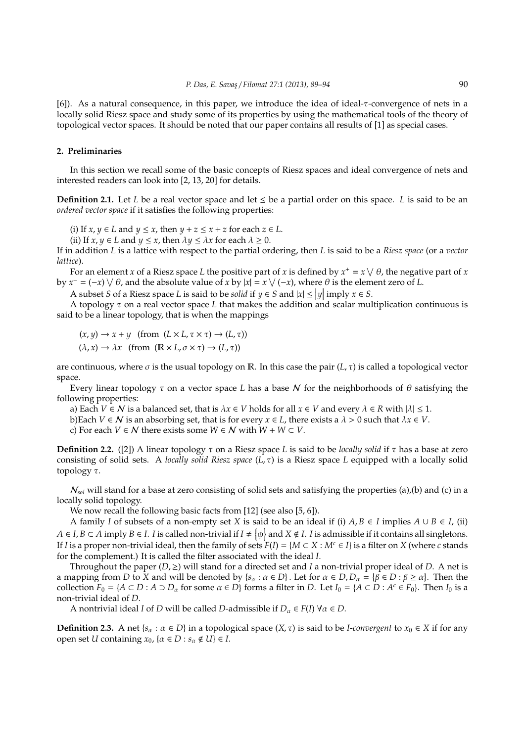[6]). As a natural consequence, in this paper, we introduce the idea of ideal-$\tau$-convergence of nets in a locally solid Riesz space and study some of its properties by using the mathematical tools of the theory of topological vector spaces. It should be noted that our paper contains all results of [1] as special cases.

## 2. Preliminaries

In this section we recall some of the basic concepts of Riesz spaces and ideal convergence of nets and interested readers can look into [2, 13, 20] for details.

**Definition 2.1.** Let $L$ be a real vector space and let $\leq$ be a partial order on this space. $L$ is said to be an *ordered vector space* if it satisfies the following properties:

(i) If $x, y \in L$ and $y \leq x$, then $y + z \leq x + z$ for each $z \in L$.

(ii) If $x, y \in L$ and $y \leq x$, then $\lambda y \leq \lambda x$ for each $\lambda \geq 0$.

If in addition $L$ is a lattice with respect to the partial ordering, then $L$ is said to be a *Riesz space* (or a *vector lattice*).

For an element $x$ of a Riesz space $L$ the positive part of $x$ is defined by $x^+ = x \bigvee \theta$, the negative part of $x$ by $x^- = (-x) \bigvee \theta$, and the absolute value of $x$ by $|x| = x \bigvee (-x)$, where $\theta$ is the element zero of $L$.

A subset $S$ of a Riesz space $L$ is said to be *solid* if $y \in S$ and $|x| \leq |y|$ imply $x \in S$.

A topology $\tau$ on a real vector space $L$ that makes the addition and scalar multiplication continuous is said to be a linear topology, that is when the mappings

$$(x, y) \to x + y \quad (\text{from } (L \times L, \tau \times \tau) \to (L, \tau))$$

$$(\lambda, x) \to \lambda x \quad (\text{from } (\mathbb{R} \times L, \sigma \times \tau) \to (L, \tau))$$

are continuous, where $\sigma$ is the usual topology on $\mathbb{R}$. In this case the pair $(L, \tau)$ is called a topological vector space.

Every linear topology $\tau$ on a vector space $L$ has a base $\mathcal{N}$ for the neighborhoods of $\theta$ satisfying the following properties:

a) Each $V \in \mathcal{N}$ is a balanced set, that is $\lambda x \in V$ holds for all $x \in V$ and every $\lambda \in R$ with $|\lambda| \leq 1$.

b)Each $V \in \mathcal{N}$ is an absorbing set, that is for every $x \in L$, there exists a $\lambda > 0$ such that $\lambda x \in V$.

c) For each $V \in \mathcal{N}$ there exists some $W \in \mathcal{N}$ with $W + W \subset V$.

**Definition 2.2.** ([2]) A linear topology $\tau$ on a Riesz space $L$ is said to be *locally solid* if $\tau$ has a base at zero consisting of solid sets. A *locally solid Riesz space* $(L, \tau)$ is a Riesz space $L$ equipped with a locally solid topology $\tau$.

$\mathcal{N}_{sol}$ will stand for a base at zero consisting of solid sets and satisfying the properties (a),(b) and (c) in a locally solid topology.

We now recall the following basic facts from [12] (see also [5, 6]).

A family $I$ of subsets of a non-empty set $X$ is said to be an ideal if (i) $A, B \in I$ implies $A \cup B \in I$, (ii) $A \in I, B \subset A$ imply $B \in I$. $I$ is called non-trivial if $I \neq \{\phi\}$ and $X \notin I$. $I$ is admissible if it contains all singletons. If $I$ is a proper non-trivial ideal, then the family of sets $F(I) = \{M \subset X : M^c \in I\}$ is a filter on $X$ (where $c$ stands for the complement.) It is called the filter associated with the ideal $I$.

Throughout the paper $(D, \geq)$ will stand for a directed set and $I$ a non-trivial proper ideal of $D$. A net is a mapping from $D$ to $X$ and will be denoted by $\{s_\alpha : \alpha \in D\}$. Let for $\alpha \in D, D_\alpha = \{\beta \in D : \beta \geq \alpha\}$. Then the collection $F_0 = \{A \subset D : A \supset D_\alpha$ for some $\alpha \in D\}$ forms a filter in $D$. Let $I_0 = \{A \subset D : A^c \in F_0\}$. Then $I_0$ is a non-trivial ideal of $D$.

A nontrivial ideal $I$ of $D$ will be called $D$-admissible if $D_\alpha \in F(I)$ $\forall \alpha \in D$.

**Definition 2.3.** A net $\{s_\alpha : \alpha \in D\}$ in a topological space $(X, \tau)$ is said to be *I-convergent* to $x_0 \in X$ if for any open set $U$ containing $x_0$, $\{\alpha \in D : s_\alpha \notin U\} \in I$.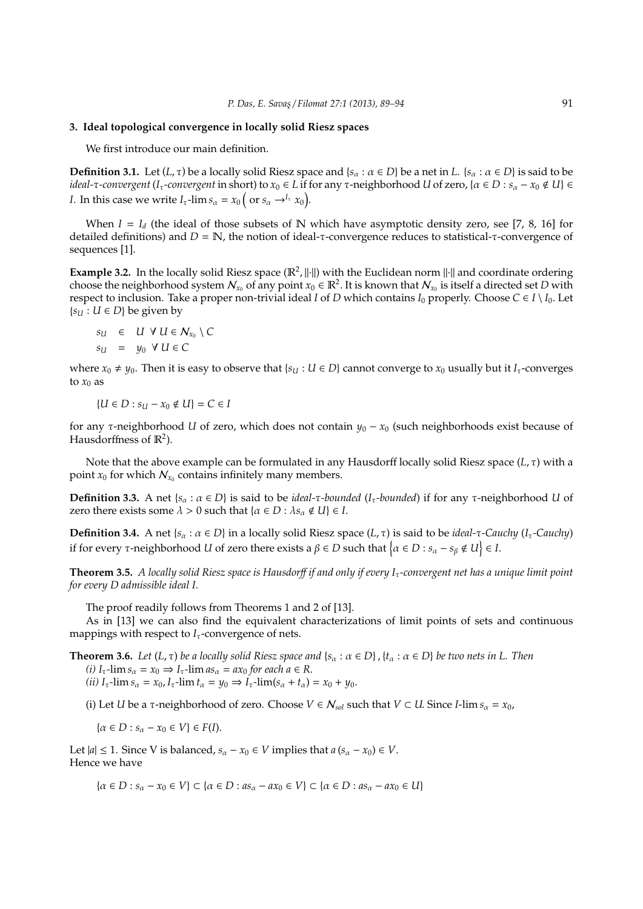## 3. Ideal topological convergence in locally solid Riesz spaces

We first introduce our main definition.

**Definition 3.1.** Let $(L, \tau)$ be a locally solid Riesz space and $\{s_\alpha : \alpha \in D\}$ be a net in $L$. $\{s_\alpha : \alpha \in D\}$ is said to be *ideal-$\tau$-convergent* (*$I_\tau$-convergent* in short) to $x_0 \in L$ if for any $\tau$-neighborhood $U$ of zero, $\{\alpha \in D : s_\alpha - x_0 \notin U\} \in I$. In this case we write $I_\tau\text{-}\lim s_\alpha = x_0 \left( \text{ or } s_\alpha \to^{I_\tau} x_0 \right)$.

When $I = I_d$ (the ideal of those subsets of $\mathbb{N}$ which have asymptotic density zero, see [7, 8, 16] for detailed definitions) and $D = \mathbb{N}$, the notion of ideal-$\tau$-convergence reduces to statistical-$\tau$-convergence of sequences [1].

**Example 3.2.** In the locally solid Riesz space $(\mathbb{R}^2, \|\cdot\|)$ with the Euclidean norm $\|\cdot\|$ and coordinate ordering choose the neighborhood system $\mathcal{N}_{x_0}$ of any point $x_0 \in \mathbb{R}^2$. It is known that $\mathcal{N}_{x_0}$ is itself a directed set $D$ with respect to inclusion. Take a proper non-trivial ideal $I$ of $D$ which contains $I_0$ properly. Choose $C \in I \setminus I_0$. Let $\{s_U : U \in D\}$ be given by

$$
\begin{aligned}
s_U &\in U \;\; \forall\, U \in \mathcal{N}_{x_0} \setminus C \\
s_U &= y_0 \;\; \forall\, U \in C
\end{aligned}
$$

where $x_0 \neq y_0$. Then it is easy to observe that $\{s_U : U \in D\}$ cannot converge to $x_0$ usually but it $I_\tau$-converges to $x_0$ as

$$\{U \in D : s_U - x_0 \notin U\} = C \in I$$

for any $\tau$-neighborhood $U$ of zero, which does not contain $y_0 - x_0$ (such neighborhoods exist because of Hausdorffness of $\mathbb{R}^2$).

Note that the above example can be formulated in any Hausdorff locally solid Riesz space $(L, \tau)$ with a point $x_0$ for which $\mathcal{N}_{x_0}$ contains infinitely many members.

**Definition 3.3.** A net $\{s_\alpha : \alpha \in D\}$ is said to be *ideal-$\tau$-bounded* (*$I_\tau$-bounded*) if for any $\tau$-neighborhood $U$ of zero there exists some $\lambda > 0$ such that $\{\alpha \in D : \lambda s_\alpha \notin U\} \in I$.

**Definition 3.4.** A net $\{s_\alpha : \alpha \in D\}$ in a locally solid Riesz space $(L, \tau)$ is said to be *ideal-$\tau$-Cauchy* (*$I_\tau$-Cauchy*) if for every $\tau$-neighborhood $U$ of zero there exists a $\beta \in D$ such that $\left\{\alpha \in D : s_\alpha - s_\beta \notin U\right\} \in I$.

**Theorem 3.5.** *A locally solid Riesz space is Hausdorff if and only if every $I_\tau$-convergent net has a unique limit point for every $D$ admissible ideal $I$.*

The proof readily follows from Theorems 1 and 2 of [13].

As in [13] we can also find the equivalent characterizations of limit points of sets and continuous mappings with respect to $I_\tau$-convergence of nets.

**Theorem 3.6.** *Let $(L, \tau)$ be a locally solid Riesz space and $\{s_\alpha : \alpha \in D\}, \{t_\alpha : \alpha \in D\}$ be two nets in $L$. Then*
*(i) $I_\tau\text{-}\lim s_\alpha = x_0 \Rightarrow I_\tau\text{-}\lim a s_\alpha = a x_0$ for each $a \in \mathbb{R}$.*
*(ii) $I_\tau\text{-}\lim s_\alpha = x_0, I_\tau\text{-}\lim t_\alpha = y_0 \Rightarrow I_\tau\text{-}\lim(s_\alpha + t_\alpha) = x_0 + y_0$.*

(i) Let $U$ be a $\tau$-neighborhood of zero. Choose $V \in \mathcal{N}_{sol}$ such that $V \subset U$. Since $I\text{-}\lim s_\alpha = x_0$,

$$\{\alpha \in D : s_\alpha - x_0 \in V\} \in F(I).$$

Let $|a| \leq 1$. Since V is balanced, $s_\alpha - x_0 \in V$ implies that $a\,(s_\alpha - x_0) \in V$.
Hence we have

$$\{\alpha \in D : s_\alpha - x_0 \in V\} \subset \{\alpha \in D : a s_\alpha - a x_0 \in V\} \subset \{\alpha \in D : a s_\alpha - a x_0 \in U\}$$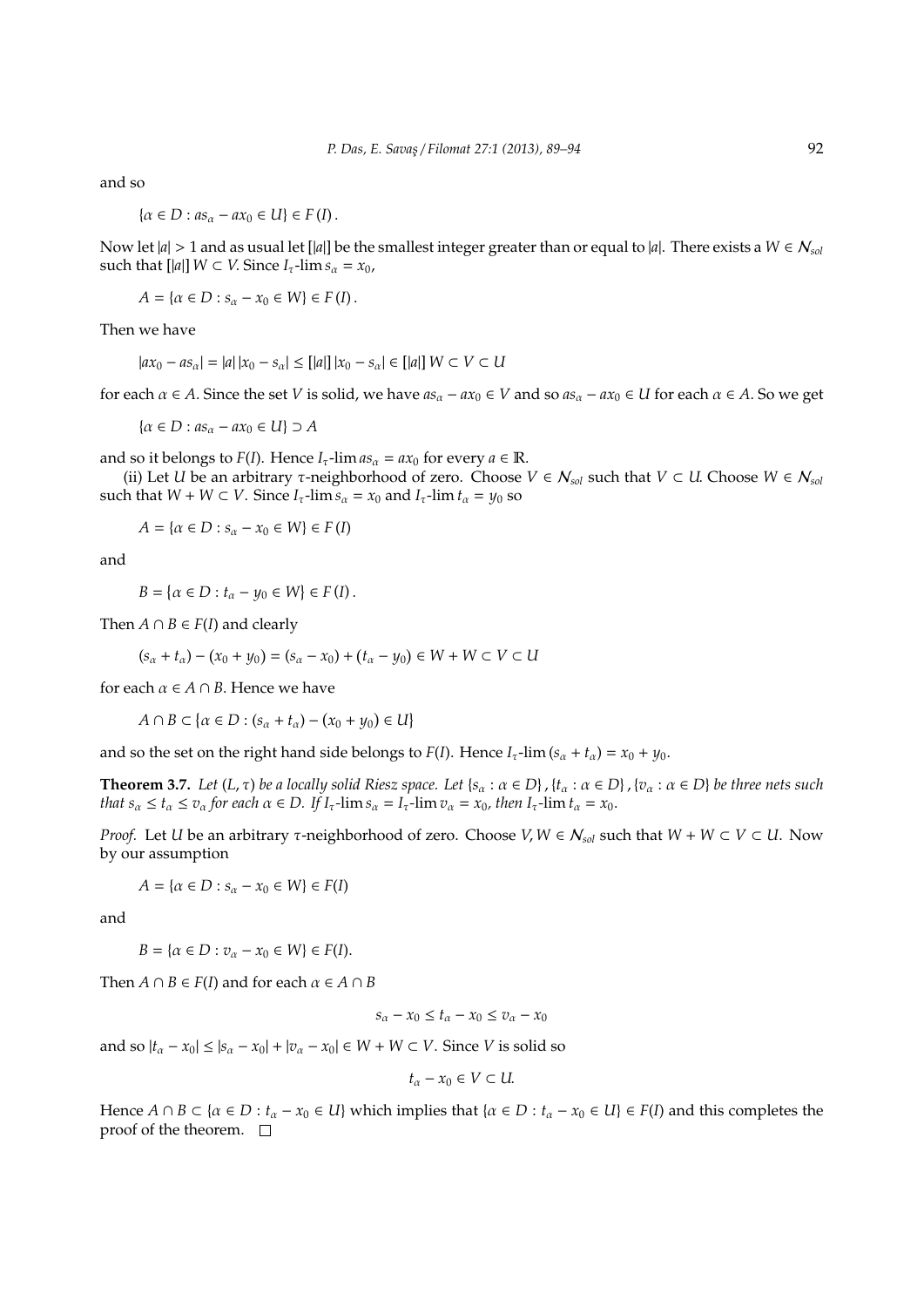and so

$$\{\alpha \in D : as_\alpha - ax_0 \in U\} \in F(I).$$

Now let $|a| > 1$ and as usual let $[|a|]$ be the smallest integer greater than or equal to $|a|$. There exists a $W \in \mathcal{N}_{sol}$ such that $[|a|] W \subset V$. Since $I_\tau$-$\lim s_\alpha = x_0$,

$$A = \{\alpha \in D : s_\alpha - x_0 \in W\} \in F(I).$$

Then we have

$$|ax_0 - as_\alpha| = |a| |x_0 - s_\alpha| \leq [|a|] |x_0 - s_\alpha| \in [|a|] W \subset V \subset U$$

for each $\alpha \in A$. Since the set $V$ is solid, we have $as_\alpha - ax_0 \in V$ and so $as_\alpha - ax_0 \in U$ for each $\alpha \in A$. So we get

$$\{\alpha \in D : as_\alpha - ax_0 \in U\} \supset A$$

and so it belongs to $F(I)$. Hence $I_\tau$-$\lim as_\alpha = ax_0$ for every $a \in \mathbb{R}$.

(ii) Let $U$ be an arbitrary $\tau$-neighborhood of zero. Choose $V \in \mathcal{N}_{sol}$ such that $V \subset U$. Choose $W \in \mathcal{N}_{sol}$ such that $W + W \subset V$. Since $I_\tau$-$\lim s_\alpha = x_0$ and $I_\tau$-$\lim t_\alpha = y_0$ so

$$A = \{\alpha \in D : s_\alpha - x_0 \in W\} \in F(I)$$

and

$$B = \{\alpha \in D : t_\alpha - y_0 \in W\} \in F(I).$$

Then $A \cap B \in F(I)$ and clearly

$$(s_\alpha + t_\alpha) - (x_0 + y_0) = (s_\alpha - x_0) + (t_\alpha - y_0) \in W + W \subset V \subset U$$

for each $\alpha \in A \cap B$. Hence we have

$$A \cap B \subset \{\alpha \in D : (s_\alpha + t_\alpha) - (x_0 + y_0) \in U\}$$

and so the set on the right hand side belongs to $F(I)$. Hence $I_\tau$-$\lim (s_\alpha + t_\alpha) = x_0 + y_0$.

**Theorem 3.7.** *Let $(L, \tau)$ be a locally solid Riesz space. Let $\{s_\alpha : \alpha \in D\}, \{t_\alpha : \alpha \in D\}, \{v_\alpha : \alpha \in D\}$ be three nets such that $s_\alpha \leq t_\alpha \leq v_\alpha$ for each $\alpha \in D$. If $I_\tau$-$\lim s_\alpha = I_\tau$-$\lim v_\alpha = x_0$, then $I_\tau$-$\lim t_\alpha = x_0$.*

*Proof.* Let $U$ be an arbitrary $\tau$-neighborhood of zero. Choose $V, W \in \mathcal{N}_{sol}$ such that $W + W \subset V \subset U$. Now by our assumption

$$A = \{\alpha \in D : s_\alpha - x_0 \in W\} \in F(I)$$

and

$$B = \{\alpha \in D : v_\alpha - x_0 \in W\} \in F(I).$$

Then $A \cap B \in F(I)$ and for each $\alpha \in A \cap B$

$$s_\alpha - x_0 \leq t_\alpha - x_0 \leq v_\alpha - x_0$$

and so $|t_\alpha - x_0| \leq |s_\alpha - x_0| + |v_\alpha - x_0| \in W + W \subset V$. Since $V$ is solid so

$$t_\alpha - x_0 \in V \subset U.$$

Hence $A \cap B \subset \{\alpha \in D : t_\alpha - x_0 \in U\}$ which implies that $\{\alpha \in D : t_\alpha - x_0 \in U\} \in F(I)$ and this completes the proof of the theorem. □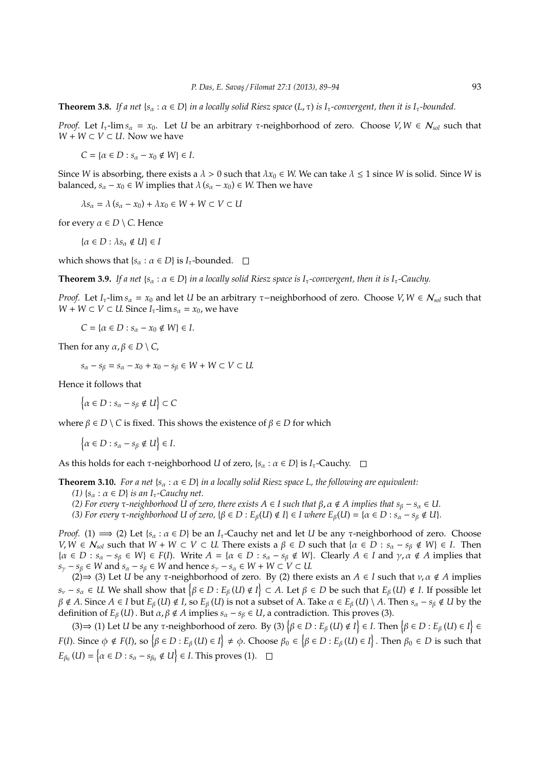**Theorem 3.8.** *If a net $\{s_\alpha : \alpha \in D\}$ in a locally solid Riesz space $(L, \tau)$ is $I_\tau$-convergent, then it is $I_\tau$-bounded.*

*Proof.* Let $I_\tau$-$\lim s_\alpha = x_0$. Let $U$ be an arbitrary $\tau$-neighborhood of zero. Choose $V, W \in \mathcal{N}_{sol}$ such that $W + W \subset V \subset U$. Now we have

$$C = \{\alpha \in D : s_\alpha - x_0 \notin W\} \in I.$$

Since $W$ is absorbing, there exists a $\lambda > 0$ such that $\lambda x_0 \in W$. We can take $\lambda \leq 1$ since $W$ is solid. Since $W$ is balanced, $s_\alpha - x_0 \in W$ implies that $\lambda (s_\alpha - x_0) \in W$. Then we have

$$\lambda s_\alpha = \lambda (s_\alpha - x_0) + \lambda x_0 \in W + W \subset V \subset U$$

for every $\alpha \in D \setminus C$. Hence

$$\{\alpha \in D : \lambda s_\alpha \notin U\} \in I$$

which shows that $\{s_\alpha : \alpha \in D\}$ is $I_\tau$-bounded. □

**Theorem 3.9.** *If a net $\{s_\alpha : \alpha \in D\}$ in a locally solid Riesz space is $I_\tau$-convergent, then it is $I_\tau$-Cauchy.*

*Proof.* Let $I_\tau$-$\lim s_\alpha = x_0$ and let $U$ be an arbitrary $\tau$−neighborhood of zero. Choose $V, W \in \mathcal{N}_{sol}$ such that $W + W \subset V \subset U$. Since $I_\tau$-$\lim s_\alpha = x_0$, we have

$$C = \{\alpha \in D : s_\alpha - x_0 \notin W\} \in I.$$

Then for any $\alpha, \beta \in D \setminus C$,

$$s_\alpha - s_\beta = s_\alpha - x_0 + x_0 - s_\beta \in W + W \subset V \subset U.$$

Hence it follows that

$$\left\{\alpha \in D : s_\alpha - s_\beta \notin U\right\} \subset C$$

where $\beta \in D \setminus C$ is fixed. This shows the existence of $\beta \in D$ for which

$$\left\{\alpha \in D : s_\alpha - s_\beta \notin U\right\} \in I.$$

As this holds for each $\tau$-neighborhood $U$ of zero, $\{s_\alpha : \alpha \in D\}$ is $I_\tau$-Cauchy. □

**Theorem 3.10.** *For a net $\{s_\alpha : \alpha \in D\}$ in a locally solid Riesz space $L$, the following are equivalent:*

*(1) $\{s_\alpha : \alpha \in D\}$ is an $I_\tau$-Cauchy net.*

*(2) For every $\tau$-neighborhood $U$ of zero, there exists $A \in I$ such that $\beta, \alpha \notin A$ implies that $s_\beta - s_\alpha \in U$.*

*(3) For every $\tau$-neighborhood $U$ of zero, $\{\beta \in D : E_\beta(U) \notin I\} \in I$ where $E_\beta(U) = \{\alpha \in D : s_\alpha - s_\beta \notin U\}$.*

*Proof.* (1) ⟹ (2) Let $\{s_\alpha : \alpha \in D\}$ be an $I_\tau$-Cauchy net and let $U$ be any $\tau$-neighborhood of zero. Choose $V, W \in \mathcal{N}_{sol}$ such that $W + W \subset V \subset U$. There exists a $\beta \in D$ such that $\{\alpha \in D : s_\alpha - s_\beta \notin W\} \in I$. Then $\{\alpha \in D : s_\alpha - s_\beta \in W\} \in F(I)$. Write $A = \{\alpha \in D : s_\alpha - s_\beta \notin W\}$. Clearly $A \in I$ and $\gamma, \alpha \notin A$ implies that $s_\gamma - s_\beta \in W$ and $s_\alpha - s_\beta \in W$ and hence $s_\gamma - s_\alpha \in W + W \subset V \subset U$.

(2)⇒ (3) Let $U$ be any $\tau$-neighborhood of zero. By (2) there exists an $A \in I$ such that $\nu, \alpha \notin A$ implies $s_\nu - s_\alpha \in U$. We shall show that $\left\{\beta \in D : E_\beta (U) \notin I\right\} \subset A$. Let $\beta \in D$ be such that $E_\beta (U) \notin I$. If possible let $\beta \notin A$. Since $A \in I$ but $E_\beta (U) \notin I$, so $E_\beta (U)$ is not a subset of A. Take $\alpha \in E_\beta (U) \setminus A$. Then $s_\alpha - s_\beta \notin U$ by the definition of $E_\beta (U)$. But $\alpha, \beta \notin A$ implies $s_\alpha - s_\beta \in U$, a contradiction. This proves (3).

(3)⇒ (1) Let $U$ be any $\tau$-neighborhood of zero. By (3) $\left\{\beta \in D : E_\beta (U) \notin I\right\} \in I$. Then $\left\{\beta \in D : E_\beta (U) \in I\right\} \in F(I)$. Since $\phi \notin F(I)$, so $\left\{\beta \in D : E_\beta (U) \in I\right\} \neq \phi$. Choose $\beta_0 \in \left\{\beta \in D : E_\beta (U) \in I\right\}$. Then $\beta_0 \in D$ is such that $E_{\beta_0} (U) = \left\{\alpha \in D : s_\alpha - s_{\beta_0} \notin U\right\} \in I$. This proves (1). □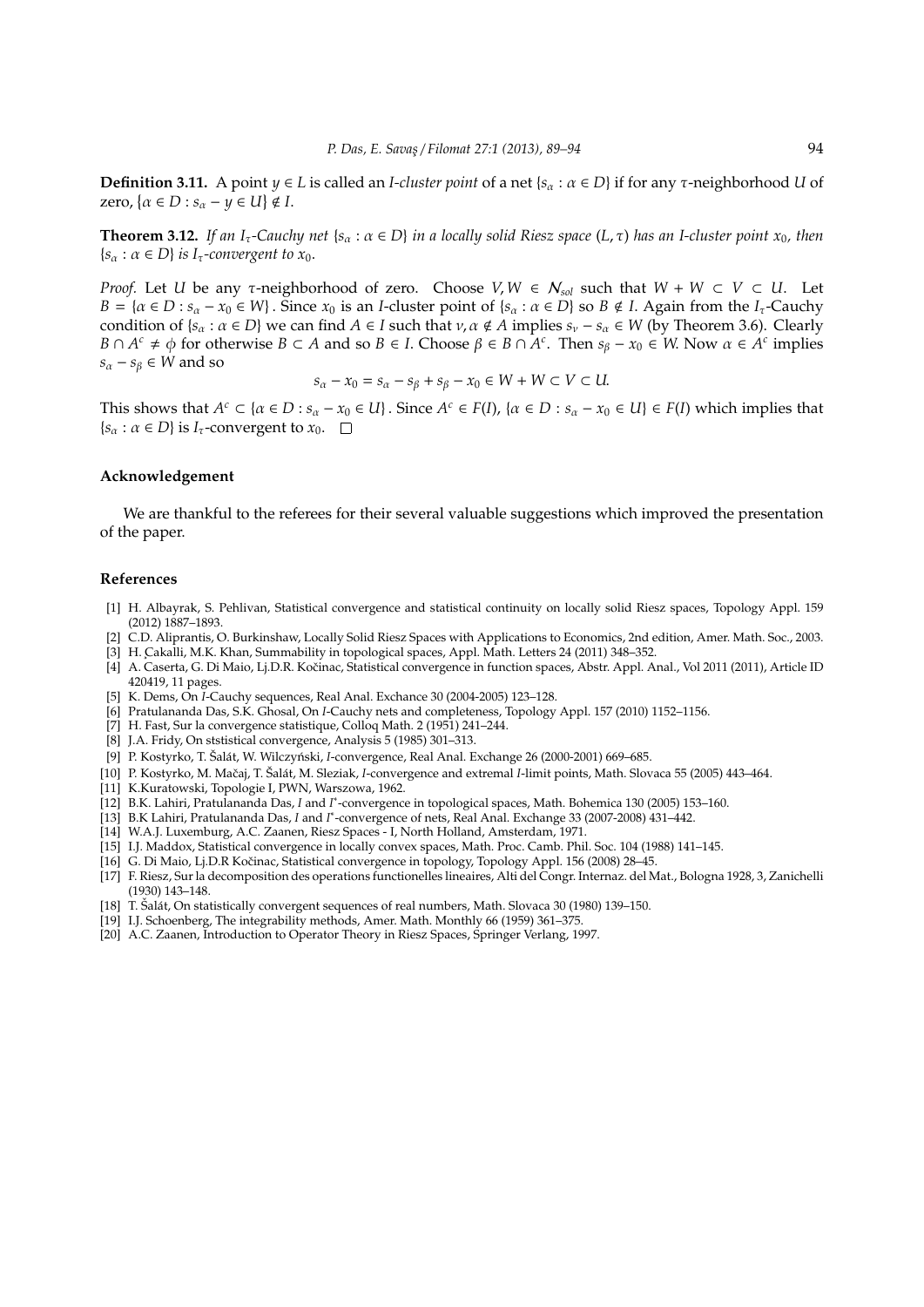**Definition 3.11.** A point $y \in L$ is called an *I-cluster point* of a net $\{s_\alpha : \alpha \in D\}$ if for any $\tau$-neighborhood $U$ of zero, $\{\alpha \in D : s_\alpha - y \in U\} \notin I$.

**Theorem 3.12.** *If an $I_\tau$-Cauchy net $\{s_\alpha : \alpha \in D\}$ in a locally solid Riesz space $(L, \tau)$ has an I-cluster point $x_0$, then $\{s_\alpha : \alpha \in D\}$ is $I_\tau$-convergent to $x_0$.*

*Proof.* Let $U$ be any $\tau$-neighborhood of zero. Choose $V, W \in \mathcal{N}_{sol}$ such that $W + W \subset V \subset U$. Let $B = \{\alpha \in D : s_\alpha - x_0 \in W\}$. Since $x_0$ is an $I$-cluster point of $\{s_\alpha : \alpha \in D\}$ so $B \notin I$. Again from the $I_\tau$-Cauchy condition of $\{s_\alpha : \alpha \in D\}$ we can find $A \in I$ such that $\nu, \alpha \notin A$ implies $s_\nu - s_\alpha \in W$ (by Theorem 3.6). Clearly $B \cap A^c \neq \phi$ for otherwise $B \subset A$ and so $B \in I$. Choose $\beta \in B \cap A^c$. Then $s_\beta - x_0 \in W$. Now $\alpha \in A^c$ implies $s_\alpha - s_\beta \in W$ and so

$$s_\alpha - x_0 = s_\alpha - s_\beta + s_\beta - x_0 \in W + W \subset V \subset U.$$

This shows that $A^c \subset \{\alpha \in D : s_\alpha - x_0 \in U\}$. Since $A^c \in F(I)$, $\{\alpha \in D : s_\alpha - x_0 \in U\} \in F(I)$ which implies that $\{s_\alpha : \alpha \in D\}$ is $I_\tau$-convergent to $x_0$. $\square$

## Acknowledgement

We are thankful to the referees for their several valuable suggestions which improved the presentation of the paper.

## References

[1] H. Albayrak, S. Pehlivan, Statistical convergence and statistical continuity on locally solid Riesz spaces, Topology Appl. 159 (2012) 1887–1893.

[2] C.D. Aliprantis, O. Burkinshaw, Locally Solid Riesz Spaces with Applications to Economics, 2nd edition, Amer. Math. Soc., 2003.

[3] H. Çakalli, M.K. Khan, Summability in topological spaces, Appl. Math. Letters 24 (2011) 348–352.

[4] A. Caserta, G. Di Maio, Lj.D.R. Kočinac, Statistical convergence in function spaces, Abstr. Appl. Anal., Vol 2011 (2011), Article ID 420419, 11 pages.

[5] K. Dems, On *I*-Cauchy sequences, Real Anal. Exchance 30 (2004-2005) 123–128.

[6] Pratulananda Das, S.K. Ghosal, On *I*-Cauchy nets and completeness, Topology Appl. 157 (2010) 1152–1156.

[7] H. Fast, Sur la convergence statistique, Colloq Math. 2 (1951) 241–244.

[8] J.A. Fridy, On ststistical convergence, Analysis 5 (1985) 301–313.

[9] P. Kostyrko, T. Šalát, W. Wilczyński, *I*-convergence, Real Anal. Exchange 26 (2000-2001) 669–685.

[10] P. Kostyrko, M. Mačaj, T. Šalát, M. Sleziak, *I*-convergence and extremal *I*-limit points, Math. Slovaca 55 (2005) 443–464.

[11] K.Kuratowski, Topologie I, PWN, Warszowa, 1962.

[12] B.K. Lahiri, Pratulananda Das, *I* and $I^*$-convergence in topological spaces, Math. Bohemica 130 (2005) 153–160.

[13] B.K Lahiri, Pratulananda Das, *I* and $I^*$-convergence of nets, Real Anal. Exchange 33 (2007-2008) 431–442.

[14] W.A.J. Luxemburg, A.C. Zaanen, Riesz Spaces - I, North Holland, Amsterdam, 1971.

[15] I.J. Maddox, Statistical convergence in locally convex spaces, Math. Proc. Camb. Phil. Soc. 104 (1988) 141–145.

[16] G. Di Maio, Lj.D.R Kočinac, Statistical convergence in topology, Topology Appl. 156 (2008) 28–45.

[17] F. Riesz, Sur la decomposition des operations functionelles lineaires, Alti del Congr. Internaz. del Mat., Bologna 1928, 3, Zanichelli (1930) 143–148.

[18] T. Šalát, On statistically convergent sequences of real numbers, Math. Slovaca 30 (1980) 139–150.

[19] I.J. Schoenberg, The integrability methods, Amer. Math. Monthly 66 (1959) 361–375.

[20] A.C. Zaanen, Introduction to Operator Theory in Riesz Spaces, Springer Verlang, 1997.